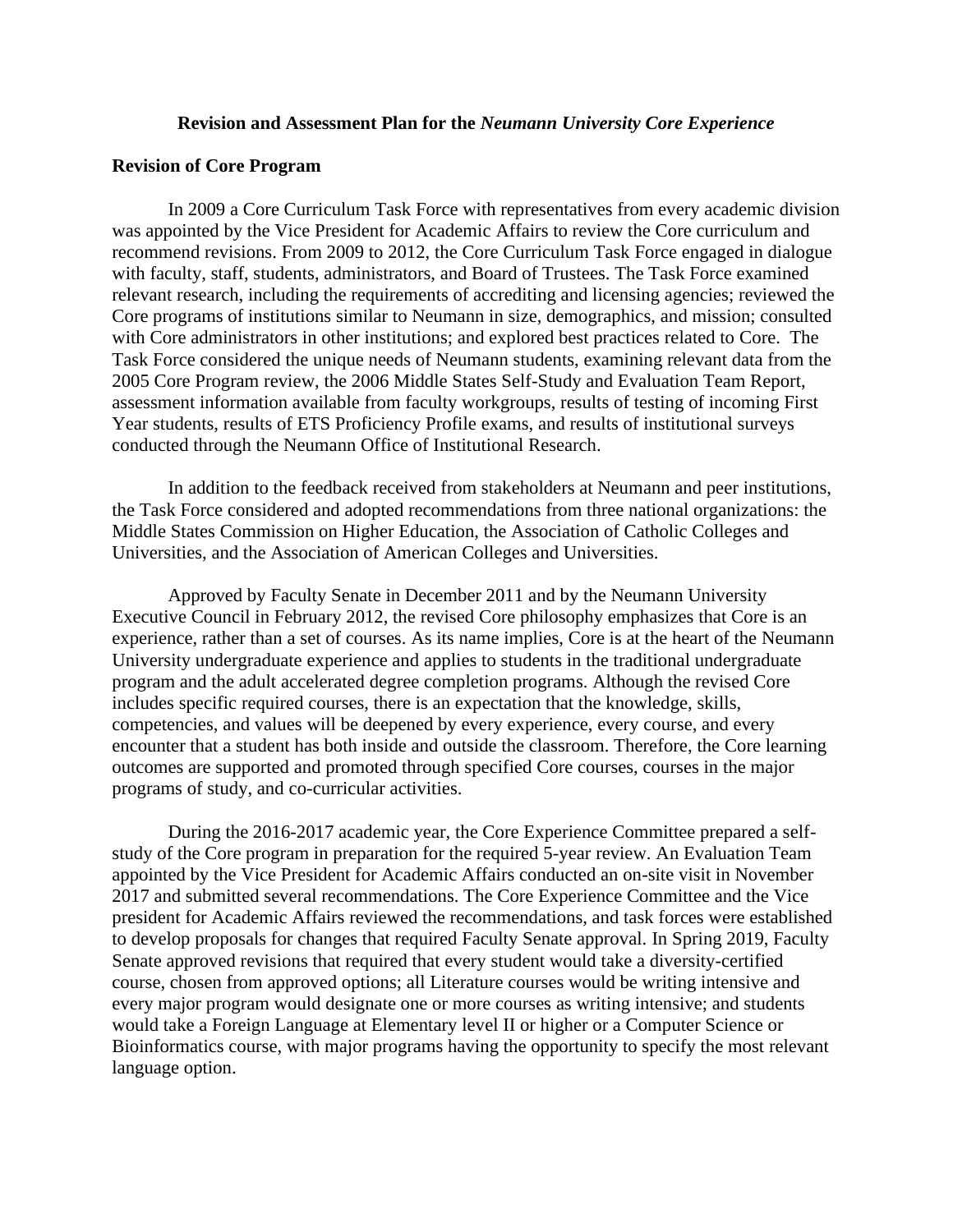# Revision and Assessment Plan for the *Neumann University Core Experience*

## Revision of Core Program

In 2009 a Core Curriculum Task Force with representatives from every academic division was appointed by the Vice President for Academic Affairs to review the Core curriculum and recommend revisions. From 2009 to 2012, the Core Curriculum Task Force engaged in dialogue with faculty, staff, students, administrators, and Board of Trustees. The Task Force examined relevant research, including the requirements of accrediting and licensing agencies; reviewed the Core programs of institutions similar to Neumann in size, demographics, and mission; consulted with Core administrators in other institutions; and explored best practices related to Core. The Task Force considered the unique needs of Neumann students, examining relevant data from the 2005 Core Program review, the 2006 Middle States Self-Study and Evaluation Team Report, assessment information available from faculty workgroups, results of testing of incoming First Year students, results of ETS Proficiency Profile exams, and results of institutional surveys conducted through the Neumann Office of Institutional Research.

In addition to the feedback received from stakeholders at Neumann and peer institutions, the Task Force considered and adopted recommendations from three national organizations: the Middle States Commission on Higher Education, the Association of Catholic Colleges and Universities, and the Association of American Colleges and Universities.

Approved by Faculty Senate in December 2011 and by the Neumann University Executive Council in February 2012, the revised Core philosophy emphasizes that Core is an experience, rather than a set of courses. As its name implies, Core is at the heart of the Neumann University undergraduate experience and applies to students in the traditional undergraduate program and the adult accelerated degree completion programs. Although the revised Core includes specific required courses, there is an expectation that the knowledge, skills, competencies, and values will be deepened by every experience, every course, and every encounter that a student has both inside and outside the classroom. Therefore, the Core learning outcomes are supported and promoted through specified Core courses, courses in the major programs of study, and co-curricular activities.

During the 2016-2017 academic year, the Core Experience Committee prepared a self-study of the Core program in preparation for the required 5-year review. An Evaluation Team appointed by the Vice President for Academic Affairs conducted an on-site visit in November 2017 and submitted several recommendations. The Core Experience Committee and the Vice president for Academic Affairs reviewed the recommendations, and task forces were established to develop proposals for changes that required Faculty Senate approval. In Spring 2019, Faculty Senate approved revisions that required that every student would take a diversity-certified course, chosen from approved options; all Literature courses would be writing intensive and every major program would designate one or more courses as writing intensive; and students would take a Foreign Language at Elementary level II or higher or a Computer Science or Bioinformatics course, with major programs having the opportunity to specify the most relevant language option.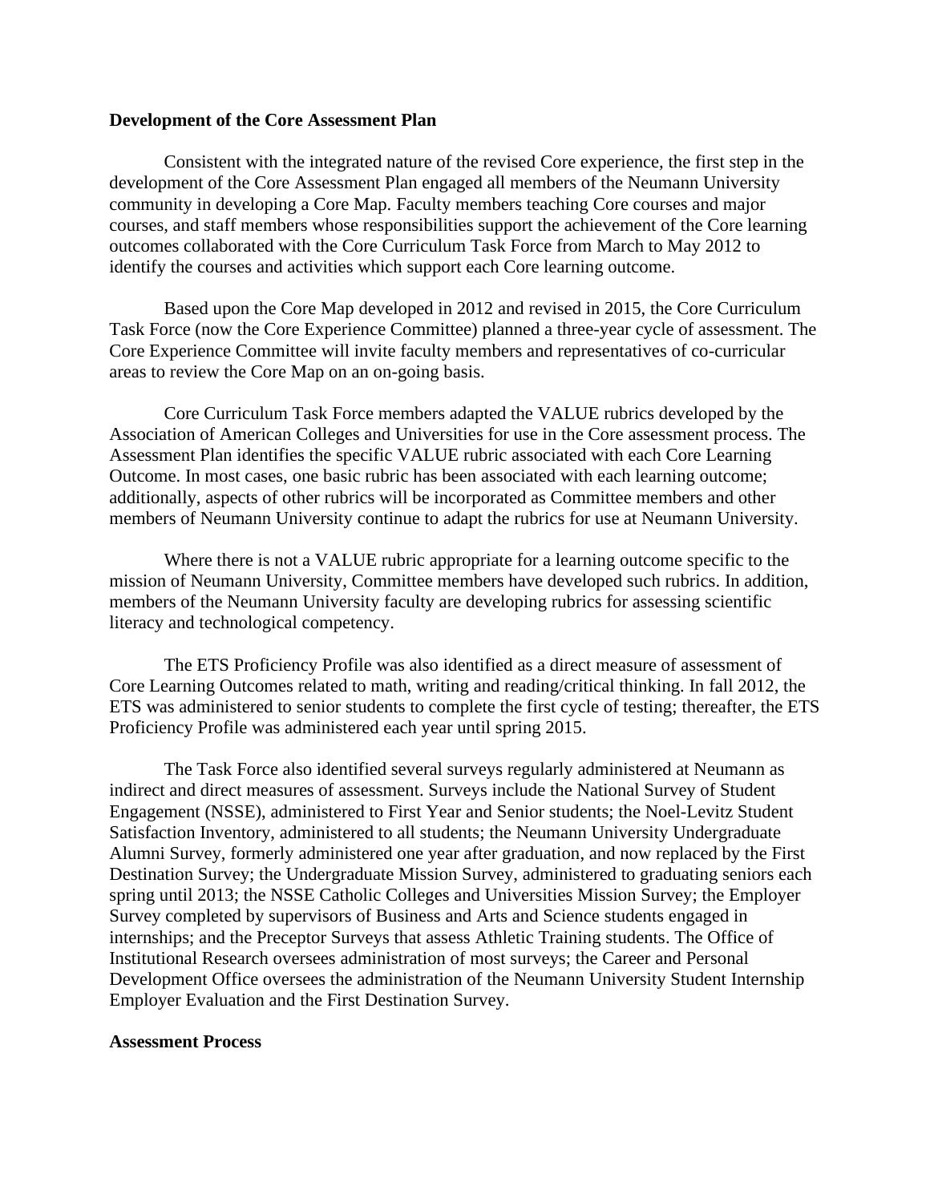**Development of the Core Assessment Plan**

Consistent with the integrated nature of the revised Core experience, the first step in the development of the Core Assessment Plan engaged all members of the Neumann University community in developing a Core Map. Faculty members teaching Core courses and major courses, and staff members whose responsibilities support the achievement of the Core learning outcomes collaborated with the Core Curriculum Task Force from March to May 2012 to identify the courses and activities which support each Core learning outcome.

Based upon the Core Map developed in 2012 and revised in 2015, the Core Curriculum Task Force (now the Core Experience Committee) planned a three-year cycle of assessment. The Core Experience Committee will invite faculty members and representatives of co-curricular areas to review the Core Map on an on-going basis.

Core Curriculum Task Force members adapted the VALUE rubrics developed by the Association of American Colleges and Universities for use in the Core assessment process. The Assessment Plan identifies the specific VALUE rubric associated with each Core Learning Outcome. In most cases, one basic rubric has been associated with each learning outcome; additionally, aspects of other rubrics will be incorporated as Committee members and other members of Neumann University continue to adapt the rubrics for use at Neumann University.

Where there is not a VALUE rubric appropriate for a learning outcome specific to the mission of Neumann University, Committee members have developed such rubrics. In addition, members of the Neumann University faculty are developing rubrics for assessing scientific literacy and technological competency.

The ETS Proficiency Profile was also identified as a direct measure of assessment of Core Learning Outcomes related to math, writing and reading/critical thinking. In fall 2012, the ETS was administered to senior students to complete the first cycle of testing; thereafter, the ETS Proficiency Profile was administered each year until spring 2015.

The Task Force also identified several surveys regularly administered at Neumann as indirect and direct measures of assessment. Surveys include the National Survey of Student Engagement (NSSE), administered to First Year and Senior students; the Noel-Levitz Student Satisfaction Inventory, administered to all students; the Neumann University Undergraduate Alumni Survey, formerly administered one year after graduation, and now replaced by the First Destination Survey; the Undergraduate Mission Survey, administered to graduating seniors each spring until 2013; the NSSE Catholic Colleges and Universities Mission Survey; the Employer Survey completed by supervisors of Business and Arts and Science students engaged in internships; and the Preceptor Surveys that assess Athletic Training students. The Office of Institutional Research oversees administration of most surveys; the Career and Personal Development Office oversees the administration of the Neumann University Student Internship Employer Evaluation and the First Destination Survey.

**Assessment Process**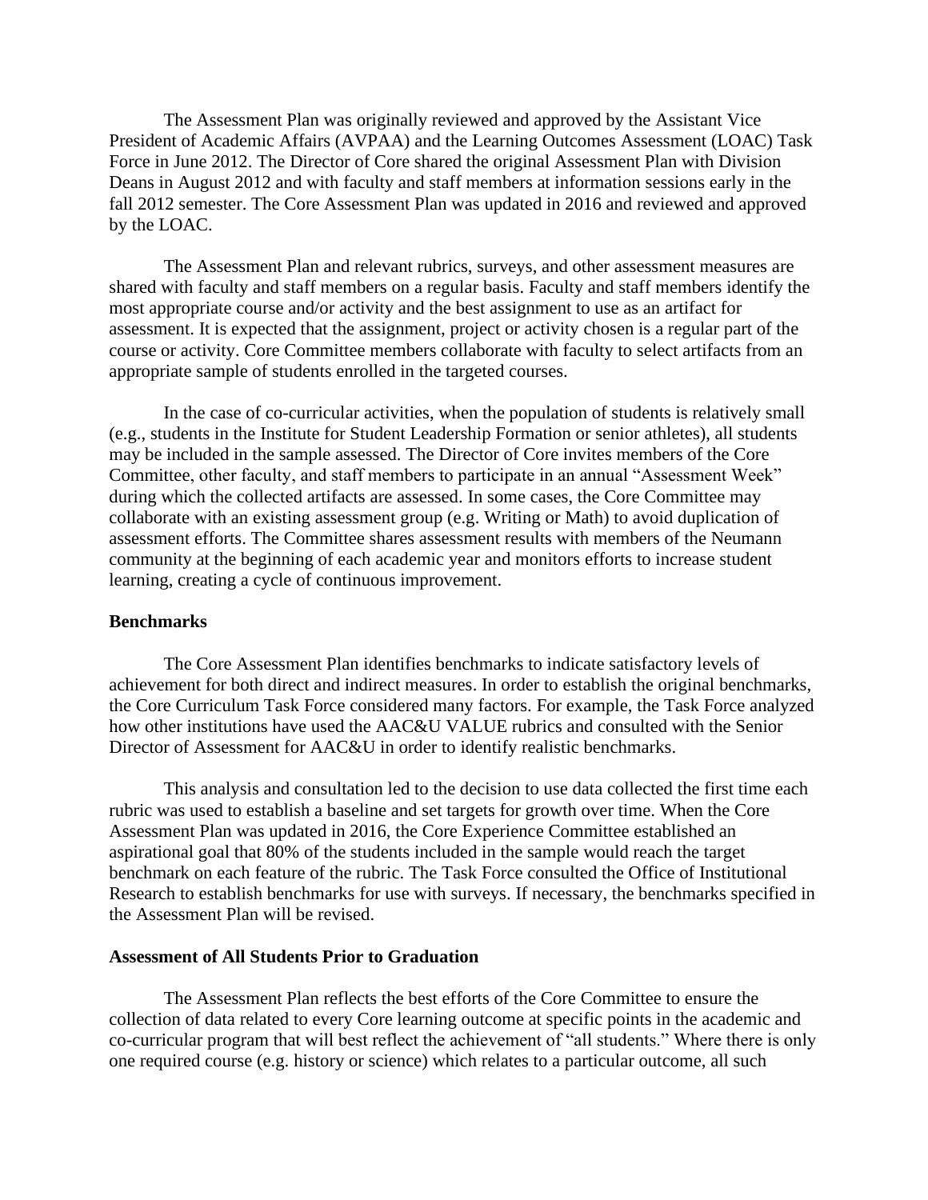The Assessment Plan was originally reviewed and approved by the Assistant Vice President of Academic Affairs (AVPAA) and the Learning Outcomes Assessment (LOAC) Task Force in June 2012. The Director of Core shared the original Assessment Plan with Division Deans in August 2012 and with faculty and staff members at information sessions early in the fall 2012 semester. The Core Assessment Plan was updated in 2016 and reviewed and approved by the LOAC.

The Assessment Plan and relevant rubrics, surveys, and other assessment measures are shared with faculty and staff members on a regular basis. Faculty and staff members identify the most appropriate course and/or activity and the best assignment to use as an artifact for assessment. It is expected that the assignment, project or activity chosen is a regular part of the course or activity. Core Committee members collaborate with faculty to select artifacts from an appropriate sample of students enrolled in the targeted courses.

In the case of co-curricular activities, when the population of students is relatively small (e.g., students in the Institute for Student Leadership Formation or senior athletes), all students may be included in the sample assessed. The Director of Core invites members of the Core Committee, other faculty, and staff members to participate in an annual "Assessment Week" during which the collected artifacts are assessed. In some cases, the Core Committee may collaborate with an existing assessment group (e.g. Writing or Math) to avoid duplication of assessment efforts. The Committee shares assessment results with members of the Neumann community at the beginning of each academic year and monitors efforts to increase student learning, creating a cycle of continuous improvement.

**Benchmarks**

The Core Assessment Plan identifies benchmarks to indicate satisfactory levels of achievement for both direct and indirect measures. In order to establish the original benchmarks, the Core Curriculum Task Force considered many factors. For example, the Task Force analyzed how other institutions have used the AAC&U VALUE rubrics and consulted with the Senior Director of Assessment for AAC&U in order to identify realistic benchmarks.

This analysis and consultation led to the decision to use data collected the first time each rubric was used to establish a baseline and set targets for growth over time. When the Core Assessment Plan was updated in 2016, the Core Experience Committee established an aspirational goal that 80% of the students included in the sample would reach the target benchmark on each feature of the rubric. The Task Force consulted the Office of Institutional Research to establish benchmarks for use with surveys. If necessary, the benchmarks specified in the Assessment Plan will be revised.

**Assessment of All Students Prior to Graduation**

The Assessment Plan reflects the best efforts of the Core Committee to ensure the collection of data related to every Core learning outcome at specific points in the academic and co-curricular program that will best reflect the achievement of "all students." Where there is only one required course (e.g. history or science) which relates to a particular outcome, all such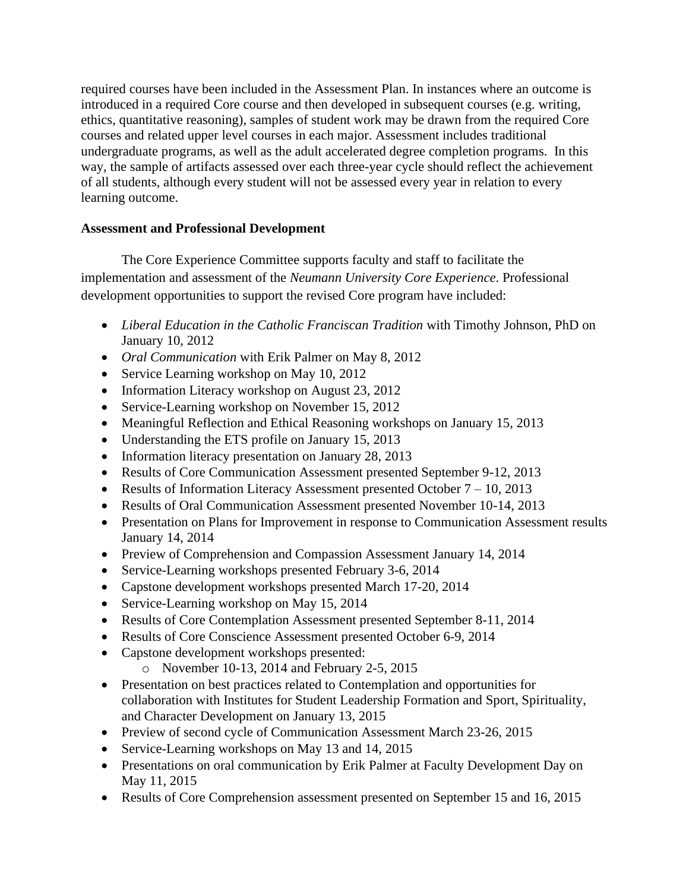required courses have been included in the Assessment Plan. In instances where an outcome is introduced in a required Core course and then developed in subsequent courses (e.g. writing, ethics, quantitative reasoning), samples of student work may be drawn from the required Core courses and related upper level courses in each major. Assessment includes traditional undergraduate programs, as well as the adult accelerated degree completion programs. In this way, the sample of artifacts assessed over each three-year cycle should reflect the achievement of all students, although every student will not be assessed every year in relation to every learning outcome.

**Assessment and Professional Development**

The Core Experience Committee supports faculty and staff to facilitate the implementation and assessment of the *Neumann University Core Experience*. Professional development opportunities to support the revised Core program have included:

- *Liberal Education in the Catholic Franciscan Tradition* with Timothy Johnson, PhD on January 10, 2012
- *Oral Communication* with Erik Palmer on May 8, 2012
- Service Learning workshop on May 10, 2012
- Information Literacy workshop on August 23, 2012
- Service-Learning workshop on November 15, 2012
- Meaningful Reflection and Ethical Reasoning workshops on January 15, 2013
- Understanding the ETS profile on January 15, 2013
- Information literacy presentation on January 28, 2013
- Results of Core Communication Assessment presented September 9-12, 2013
- Results of Information Literacy Assessment presented October 7 – 10, 2013
- Results of Oral Communication Assessment presented November 10-14, 2013
- Presentation on Plans for Improvement in response to Communication Assessment results January 14, 2014
- Preview of Comprehension and Compassion Assessment January 14, 2014
- Service-Learning workshops presented February 3-6, 2014
- Capstone development workshops presented March 17-20, 2014
- Service-Learning workshop on May 15, 2014
- Results of Core Contemplation Assessment presented September 8-11, 2014
- Results of Core Conscience Assessment presented October 6-9, 2014
- Capstone development workshops presented:
  - November 10-13, 2014 and February 2-5, 2015
- Presentation on best practices related to Contemplation and opportunities for collaboration with Institutes for Student Leadership Formation and Sport, Spirituality, and Character Development on January 13, 2015
- Preview of second cycle of Communication Assessment March 23-26, 2015
- Service-Learning workshops on May 13 and 14, 2015
- Presentations on oral communication by Erik Palmer at Faculty Development Day on May 11, 2015
- Results of Core Comprehension assessment presented on September 15 and 16, 2015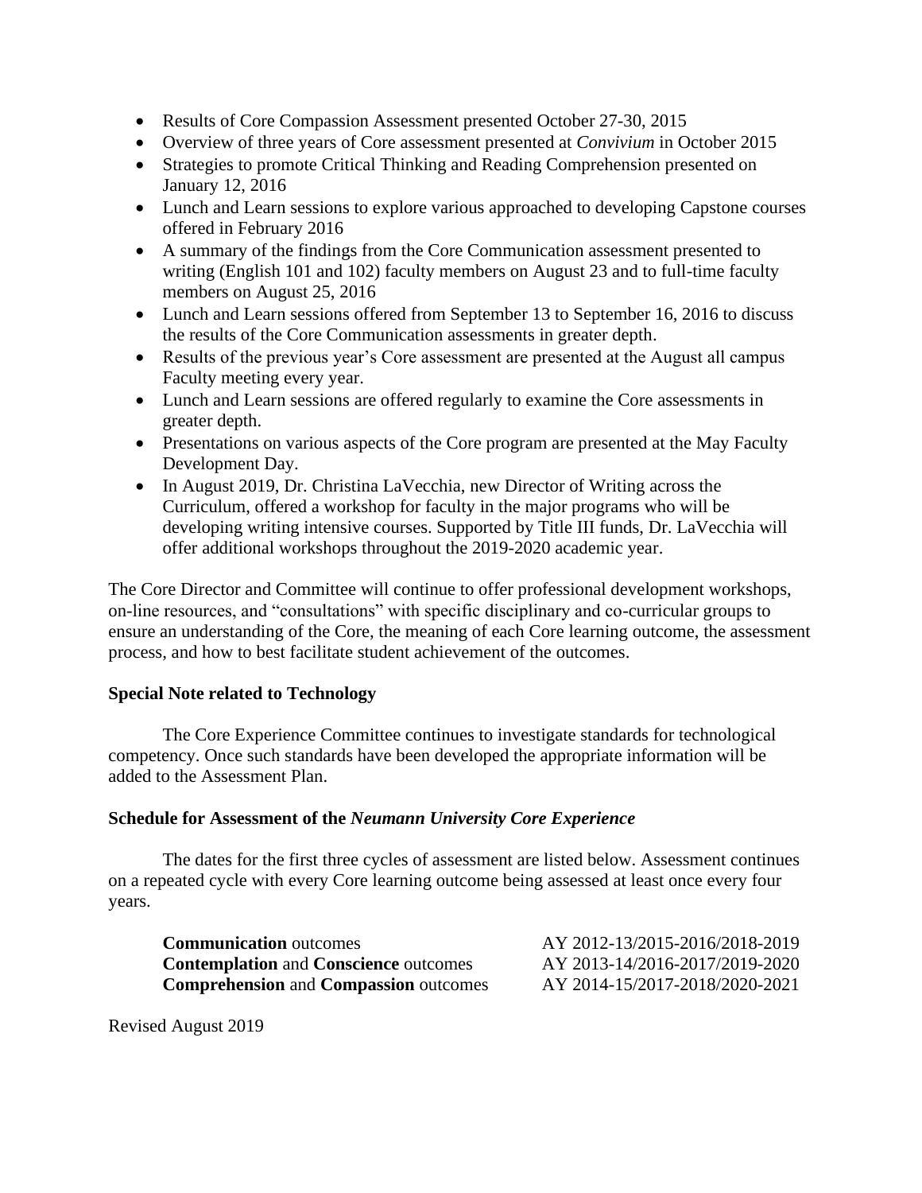- Results of Core Compassion Assessment presented October 27-30, 2015
- Overview of three years of Core assessment presented at *Convivium* in October 2015
- Strategies to promote Critical Thinking and Reading Comprehension presented on January 12, 2016
- Lunch and Learn sessions to explore various approached to developing Capstone courses offered in February 2016
- A summary of the findings from the Core Communication assessment presented to writing (English 101 and 102) faculty members on August 23 and to full-time faculty members on August 25, 2016
- Lunch and Learn sessions offered from September 13 to September 16, 2016 to discuss the results of the Core Communication assessments in greater depth.
- Results of the previous year's Core assessment are presented at the August all campus Faculty meeting every year.
- Lunch and Learn sessions are offered regularly to examine the Core assessments in greater depth.
- Presentations on various aspects of the Core program are presented at the May Faculty Development Day.
- In August 2019, Dr. Christina LaVecchia, new Director of Writing across the Curriculum, offered a workshop for faculty in the major programs who will be developing writing intensive courses. Supported by Title III funds, Dr. LaVecchia will offer additional workshops throughout the 2019-2020 academic year.

The Core Director and Committee will continue to offer professional development workshops, on-line resources, and "consultations" with specific disciplinary and co-curricular groups to ensure an understanding of the Core, the meaning of each Core learning outcome, the assessment process, and how to best facilitate student achievement of the outcomes.

**Special Note related to Technology**

The Core Experience Committee continues to investigate standards for technological competency. Once such standards have been developed the appropriate information will be added to the Assessment Plan.

**Schedule for Assessment of the *Neumann University Core Experience***

The dates for the first three cycles of assessment are listed below. Assessment continues on a repeated cycle with every Core learning outcome being assessed at least once every four years.

| | |
|---|---|
| **Communication** outcomes | AY 2012-13/2015-2016/2018-2019 |
| **Contemplation** and **Conscience** outcomes | AY 2013-14/2016-2017/2019-2020 |
| **Comprehension** and **Compassion** outcomes | AY 2014-15/2017-2018/2020-2021 |

Revised August 2019